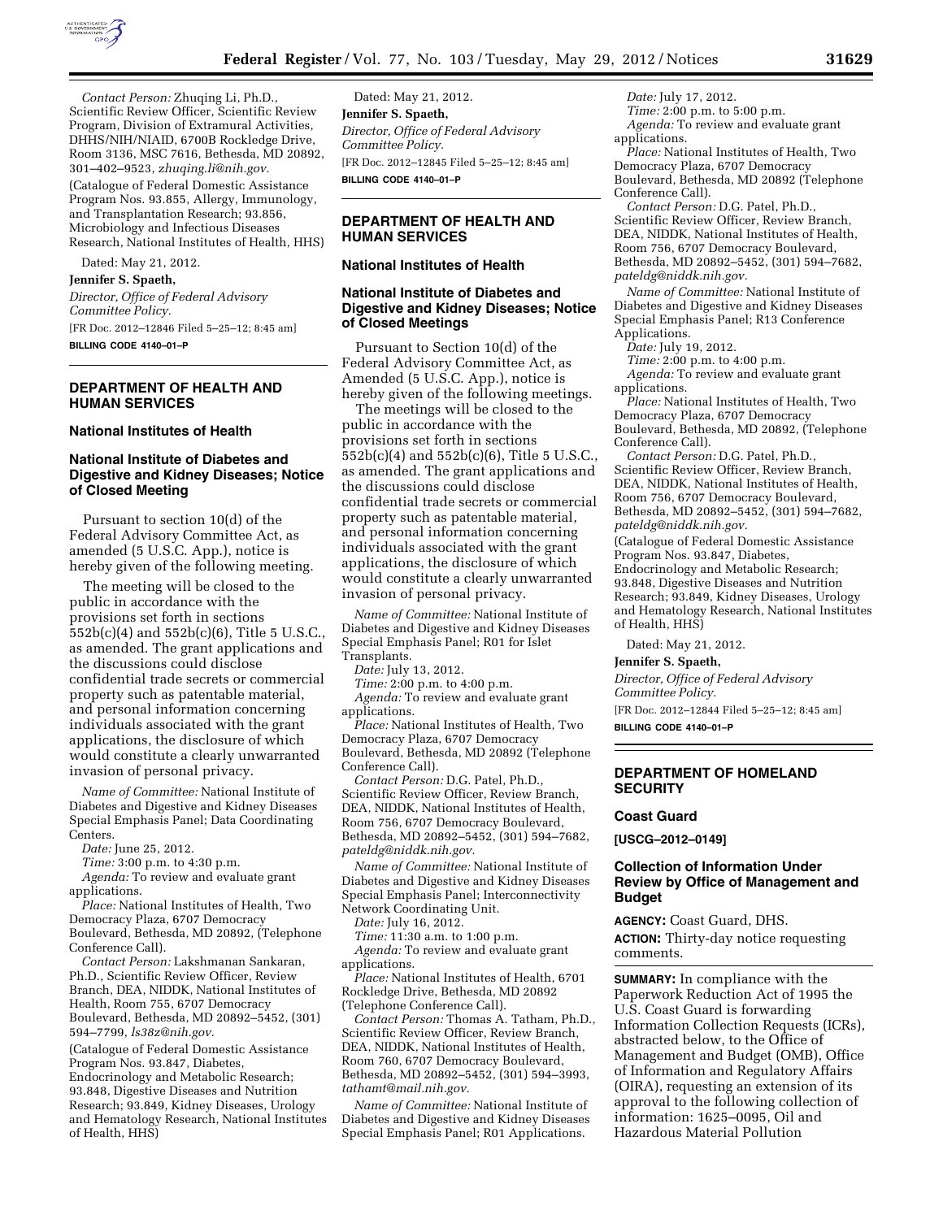*Contact Person:* Zhuqing Li, Ph.D., Scientific Review Officer, Scientific Review Program, Division of Extramural Activities, DHHS/NIH/NIAID, 6700B Rockledge Drive, Room 3136, MSC 7616, Bethesda, MD 20892, 301–402–9523, *zhuqing.li@nih.gov.*

(Catalogue of Federal Domestic Assistance Program Nos. 93.855, Allergy, Immunology, and Transplantation Research; 93.856, Microbiology and Infectious Diseases Research, National Institutes of Health, HHS)

Dated: May 21, 2012.

**Jennifer S. Spaeth,**

*Director, Office of Federal Advisory Committee Policy.*

[FR Doc. 2012–12846 Filed 5–25–12; 8:45 am]

**BILLING CODE 4140–01–P**

---

## DEPARTMENT OF HEALTH AND HUMAN SERVICES

### National Institutes of Health

### National Institute of Diabetes and Digestive and Kidney Diseases; Notice of Closed Meeting

Pursuant to section 10(d) of the Federal Advisory Committee Act, as amended (5 U.S.C. App.), notice is hereby given of the following meeting.

The meeting will be closed to the public in accordance with the provisions set forth in sections 552b(c)(4) and 552b(c)(6), Title 5 U.S.C., as amended. The grant applications and the discussions could disclose confidential trade secrets or commercial property such as patentable material, and personal information concerning individuals associated with the grant applications, the disclosure of which would constitute a clearly unwarranted invasion of personal privacy.

*Name of Committee:* National Institute of Diabetes and Digestive and Kidney Diseases Special Emphasis Panel; Data Coordinating Centers.

*Date:* June 25, 2012.

*Time:* 3:00 p.m. to 4:30 p.m.

*Agenda:* To review and evaluate grant applications.

*Place:* National Institutes of Health, Two Democracy Plaza, 6707 Democracy Boulevard, Bethesda, MD 20892, (Telephone Conference Call).

*Contact Person:* Lakshmanan Sankaran, Ph.D., Scientific Review Officer, Review Branch, DEA, NIDDK, National Institutes of Health, Room 755, 6707 Democracy Boulevard, Bethesda, MD 20892–5452, (301) 594–7799, *ls38z@nih.gov.*

(Catalogue of Federal Domestic Assistance Program Nos. 93.847, Diabetes, Endocrinology and Metabolic Research; 93.848, Digestive Diseases and Nutrition Research; 93.849, Kidney Diseases, Urology and Hematology Research, National Institutes of Health, HHS)

Dated: May 21, 2012.

**Jennifer S. Spaeth,**

*Director, Office of Federal Advisory Committee Policy.*

[FR Doc. 2012–12845 Filed 5–25–12; 8:45 am]

**BILLING CODE 4140–01–P**

---

## DEPARTMENT OF HEALTH AND HUMAN SERVICES

### National Institutes of Health

### National Institute of Diabetes and Digestive and Kidney Diseases; Notice of Closed Meetings

Pursuant to Section 10(d) of the Federal Advisory Committee Act, as Amended (5 U.S.C. App.), notice is hereby given of the following meetings.

The meetings will be closed to the public in accordance with the provisions set forth in sections 552b(c)(4) and 552b(c)(6), Title 5 U.S.C., as amended. The grant applications and the discussions could disclose confidential trade secrets or commercial property such as patentable material, and personal information concerning individuals associated with the grant applications, the disclosure of which would constitute a clearly unwarranted invasion of personal privacy.

*Name of Committee:* National Institute of Diabetes and Digestive and Kidney Diseases Special Emphasis Panel; R01 for Islet Transplants.

*Date:* July 13, 2012.

*Time:* 2:00 p.m. to 4:00 p.m.

*Agenda:* To review and evaluate grant applications.

*Place:* National Institutes of Health, Two Democracy Plaza, 6707 Democracy Boulevard, Bethesda, MD 20892 (Telephone Conference Call).

*Contact Person:* D.G. Patel, Ph.D., Scientific Review Officer, Review Branch, DEA, NIDDK, National Institutes of Health, Room 756, 6707 Democracy Boulevard, Bethesda, MD 20892–5452, (301) 594–7682, *pateldg@niddk.nih.gov.*

*Name of Committee:* National Institute of Diabetes and Digestive and Kidney Diseases Special Emphasis Panel; Interconnectivity Network Coordinating Unit.

*Date:* July 16, 2012.

*Time:* 11:30 a.m. to 1:00 p.m.

*Agenda:* To review and evaluate grant applications.

*Place:* National Institutes of Health, 6701 Rockledge Drive, Bethesda, MD 20892 (Telephone Conference Call).

*Contact Person:* Thomas A. Tatham, Ph.D., Scientific Review Officer, Review Branch, DEA, NIDDK, National Institutes of Health, Room 760, 6707 Democracy Boulevard, Bethesda, MD 20892–5452, (301) 594–3993, *tathamt@mail.nih.gov.*

*Name of Committee:* National Institute of Diabetes and Digestive and Kidney Diseases Special Emphasis Panel; R01 Applications.

*Date:* July 17, 2012.

*Time:* 2:00 p.m. to 5:00 p.m.

*Agenda:* To review and evaluate grant applications.

*Place:* National Institutes of Health, Two Democracy Plaza, 6707 Democracy Boulevard, Bethesda, MD 20892 (Telephone Conference Call).

*Contact Person:* D.G. Patel, Ph.D., Scientific Review Officer, Review Branch, DEA, NIDDK, National Institutes of Health, Room 756, 6707 Democracy Boulevard, Bethesda, MD 20892–5452, (301) 594–7682, *pateldg@niddk.nih.gov.*

*Name of Committee:* National Institute of Diabetes and Digestive and Kidney Diseases Special Emphasis Panel; R13 Conference Applications.

*Date:* July 19, 2012.

*Time:* 2:00 p.m. to 4:00 p.m.

*Agenda:* To review and evaluate grant applications.

*Place:* National Institutes of Health, Two Democracy Plaza, 6707 Democracy Boulevard, Bethesda, MD 20892, (Telephone Conference Call).

*Contact Person:* D.G. Patel, Ph.D., Scientific Review Officer, Review Branch, DEA, NIDDK, National Institutes of Health, Room 756, 6707 Democracy Boulevard, Bethesda, MD 20892–5452, (301) 594–7682, *pateldg@niddk.nih.gov.*

(Catalogue of Federal Domestic Assistance Program Nos. 93.847, Diabetes, Endocrinology and Metabolic Research; 93.848, Digestive Diseases and Nutrition Research; 93.849, Kidney Diseases, Urology and Hematology Research, National Institutes of Health, HHS)

Dated: May 21, 2012.

**Jennifer S. Spaeth,**

*Director, Office of Federal Advisory Committee Policy.*

[FR Doc. 2012–12844 Filed 5–25–12; 8:45 am]

**BILLING CODE 4140–01–P**

---

## DEPARTMENT OF HOMELAND SECURITY

### Coast Guard

**[USCG–2012–0149]**

### Collection of Information Under Review by Office of Management and Budget

**AGENCY:** Coast Guard, DHS.

**ACTION:** Thirty-day notice requesting comments.

**SUMMARY:** In compliance with the Paperwork Reduction Act of 1995 the U.S. Coast Guard is forwarding Information Collection Requests (ICRs), abstracted below, to the Office of Management and Budget (OMB), Office of Information and Regulatory Affairs (OIRA), requesting an extension of its approval to the following collection of information: 1625–0095, Oil and Hazardous Material Pollution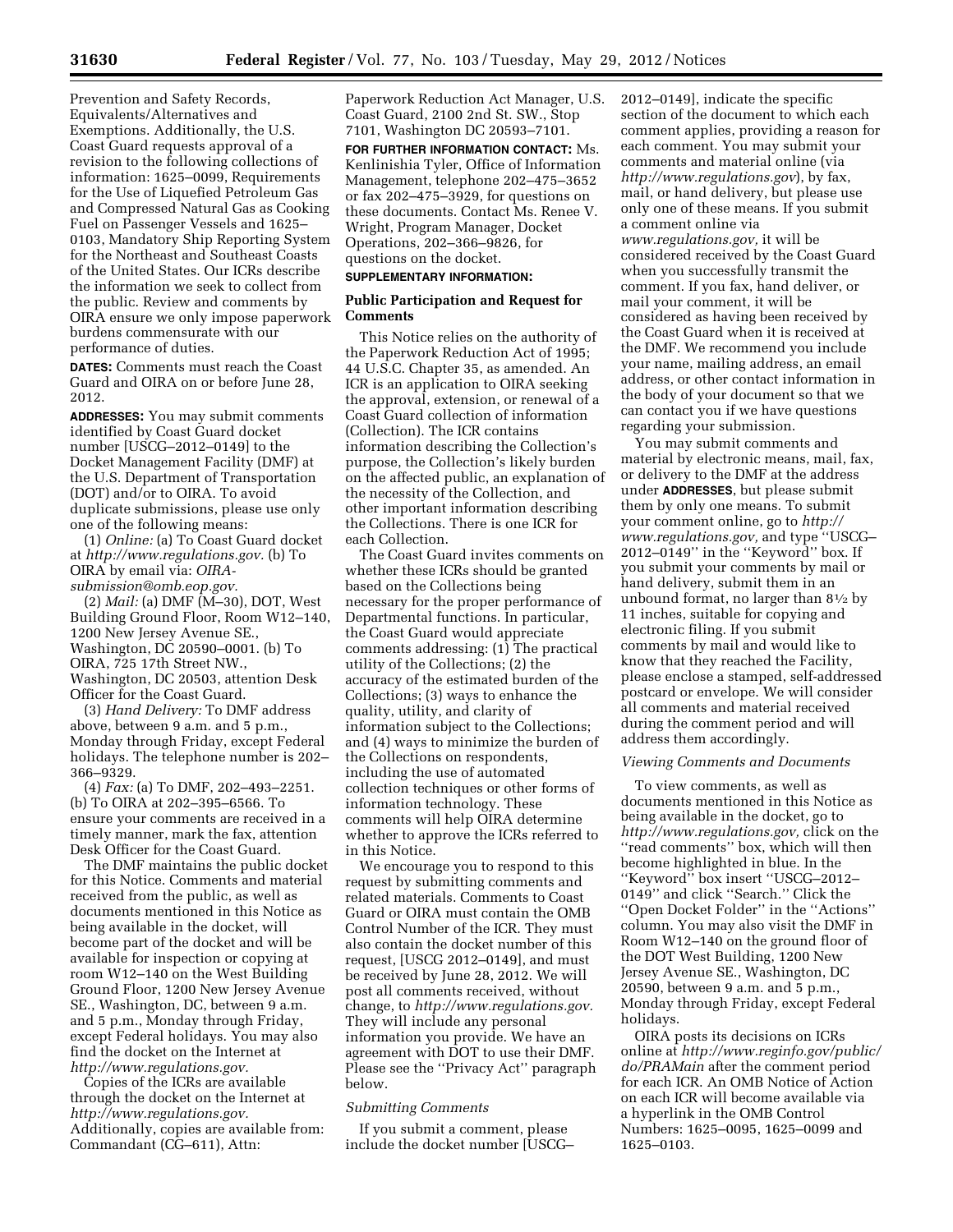Prevention and Safety Records, Equivalents/Alternatives and Exemptions. Additionally, the U.S. Coast Guard requests approval of a revision to the following collections of information: 1625–0099, Requirements for the Use of Liquefied Petroleum Gas and Compressed Natural Gas as Cooking Fuel on Passenger Vessels and 1625–0103, Mandatory Ship Reporting System for the Northeast and Southeast Coasts of the United States. Our ICRs describe the information we seek to collect from the public. Review and comments by OIRA ensure we only impose paperwork burdens commensurate with our performance of duties.

**DATES:** Comments must reach the Coast Guard and OIRA on or before June 28, 2012.

**ADDRESSES:** You may submit comments identified by Coast Guard docket number [USCG–2012–0149] to the Docket Management Facility (DMF) at the U.S. Department of Transportation (DOT) and/or to OIRA. To avoid duplicate submissions, please use only one of the following means:

(1) *Online:* (a) To Coast Guard docket at *http://www.regulations.gov.* (b) To OIRA by email via: *OIRA-submission@omb.eop.gov.*

(2) *Mail:* (a) DMF (M–30), DOT, West Building Ground Floor, Room W12–140, 1200 New Jersey Avenue SE., Washington, DC 20590–0001. (b) To OIRA, 725 17th Street NW., Washington, DC 20503, attention Desk Officer for the Coast Guard.

(3) *Hand Delivery:* To DMF address above, between 9 a.m. and 5 p.m., Monday through Friday, except Federal holidays. The telephone number is 202–366–9329.

(4) *Fax:* (a) To DMF, 202–493–2251. (b) To OIRA at 202–395–6566. To ensure your comments are received in a timely manner, mark the fax, attention Desk Officer for the Coast Guard.

The DMF maintains the public docket for this Notice. Comments and material received from the public, as well as documents mentioned in this Notice as being available in the docket, will become part of the docket and will be available for inspection or copying at room W12–140 on the West Building Ground Floor, 1200 New Jersey Avenue SE., Washington, DC, between 9 a.m. and 5 p.m., Monday through Friday, except Federal holidays. You may also find the docket on the Internet at *http://www.regulations.gov.*

Copies of the ICRs are available through the docket on the Internet at *http://www.regulations.gov.* Additionally, copies are available from: Commandant (CG–611), Attn: Paperwork Reduction Act Manager, U.S. Coast Guard, 2100 2nd St. SW., Stop 7101, Washington DC 20593–7101.

**FOR FURTHER INFORMATION CONTACT:** Ms. Kenlinishia Tyler, Office of Information Management, telephone 202–475–3652 or fax 202–475–3929, for questions on these documents. Contact Ms. Renee V. Wright, Program Manager, Docket Operations, 202–366–9826, for questions on the docket.

**SUPPLEMENTARY INFORMATION:**

## Public Participation and Request for Comments

This Notice relies on the authority of the Paperwork Reduction Act of 1995; 44 U.S.C. Chapter 35, as amended. An ICR is an application to OIRA seeking the approval, extension, or renewal of a Coast Guard collection of information (Collection). The ICR contains information describing the Collection's purpose, the Collection's likely burden on the affected public, an explanation of the necessity of the Collection, and other important information describing the Collections. There is one ICR for each Collection.

The Coast Guard invites comments on whether these ICRs should be granted based on the Collections being necessary for the proper performance of Departmental functions. In particular, the Coast Guard would appreciate comments addressing: (1) The practical utility of the Collections; (2) the accuracy of the estimated burden of the Collections; (3) ways to enhance the quality, utility, and clarity of information subject to the Collections; and (4) ways to minimize the burden of the Collections on respondents, including the use of automated collection techniques or other forms of information technology. These comments will help OIRA determine whether to approve the ICRs referred to in this Notice.

We encourage you to respond to this request by submitting comments and related materials. Comments to Coast Guard or OIRA must contain the OMB Control Number of the ICR. They must also contain the docket number of this request, [USCG 2012–0149], and must be received by June 28, 2012. We will post all comments received, without change, to *http://www.regulations.gov.* They will include any personal information you provide. We have an agreement with DOT to use their DMF. Please see the ''Privacy Act'' paragraph below.

### *Submitting Comments*

If you submit a comment, please include the docket number [USCG–2012–0149], indicate the specific section of the document to which each comment applies, providing a reason for each comment. You may submit your comments and material online (via *http://www.regulations.gov*), by fax, mail, or hand delivery, but please use only one of these means. If you submit a comment online via *www.regulations.gov,* it will be considered received by the Coast Guard when you successfully transmit the comment. If you fax, hand deliver, or mail your comment, it will be considered as having been received by the Coast Guard when it is received at the DMF. We recommend you include your name, mailing address, an email address, or other contact information in the body of your document so that we can contact you if we have questions regarding your submission.

You may submit comments and material by electronic means, mail, fax, or delivery to the DMF at the address under **ADDRESSES**, but please submit them by only one means. To submit your comment online, go to *http://www.regulations.gov,* and type ''USCG–2012–0149'' in the ''Keyword'' box. If you submit your comments by mail or hand delivery, submit them in an unbound format, no larger than 8½ by 11 inches, suitable for copying and electronic filing. If you submit comments by mail and would like to know that they reached the Facility, please enclose a stamped, self-addressed postcard or envelope. We will consider all comments and material received during the comment period and will address them accordingly.

### *Viewing Comments and Documents*

To view comments, as well as documents mentioned in this Notice as being available in the docket, go to *http://www.regulations.gov,* click on the ''read comments'' box, which will then become highlighted in blue. In the ''Keyword'' box insert ''USCG–2012–0149'' and click ''Search.'' Click the ''Open Docket Folder'' in the ''Actions'' column. You may also visit the DMF in Room W12–140 on the ground floor of the DOT West Building, 1200 New Jersey Avenue SE., Washington, DC 20590, between 9 a.m. and 5 p.m., Monday through Friday, except Federal holidays.

OIRA posts its decisions on ICRs online at *http://www.reginfo.gov/public/do/PRAMain* after the comment period for each ICR. An OMB Notice of Action on each ICR will become available via a hyperlink in the OMB Control Numbers: 1625–0095, 1625–0099 and 1625–0103.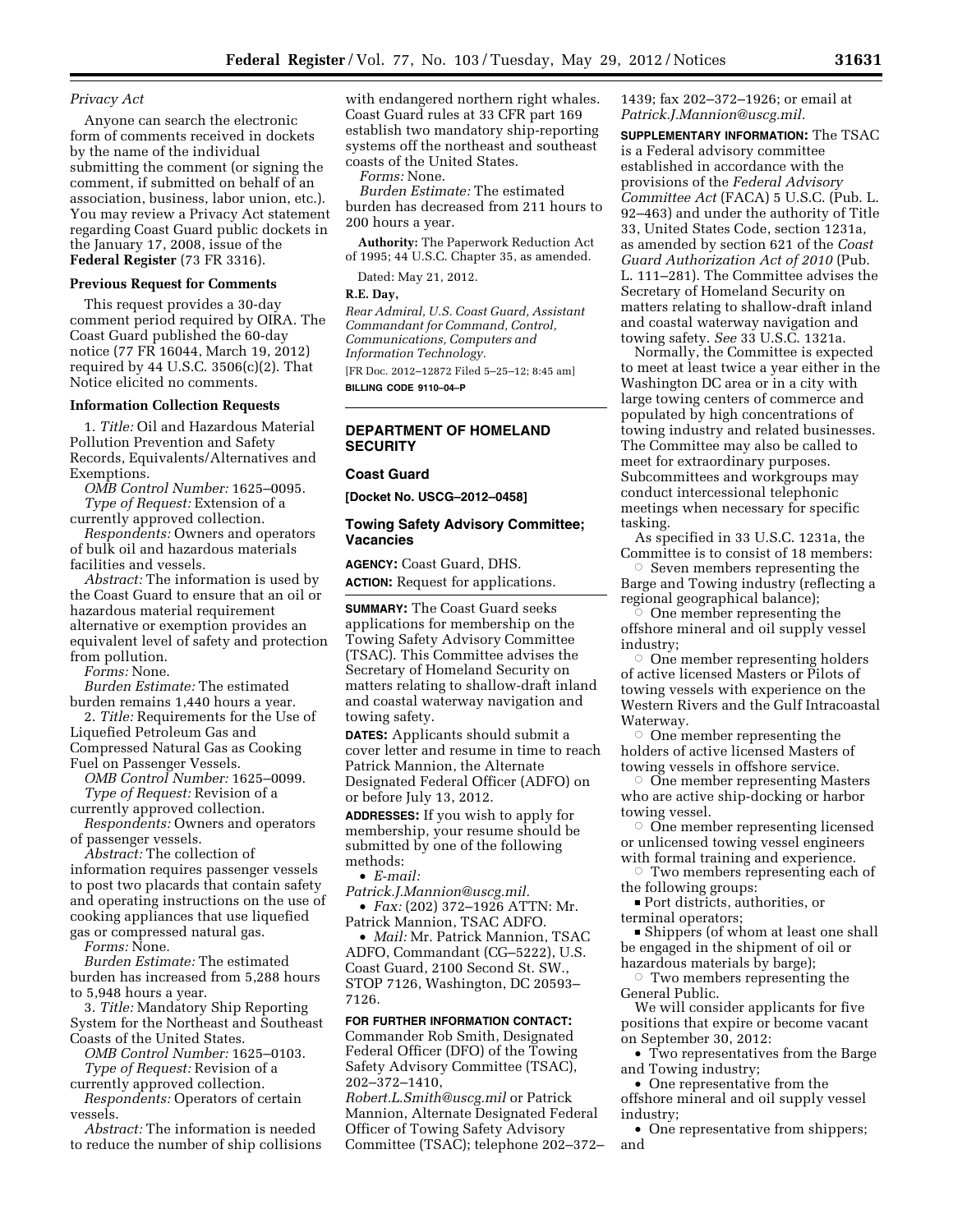*Privacy Act*

Anyone can search the electronic form of comments received in dockets by the name of the individual submitting the comment (or signing the comment, if submitted on behalf of an association, business, labor union, etc.). You may review a Privacy Act statement regarding Coast Guard public dockets in the January 17, 2008, issue of the **Federal Register** (73 FR 3316).

### Previous Request for Comments

This request provides a 30-day comment period required by OIRA. The Coast Guard published the 60-day notice (77 FR 16044, March 19, 2012) required by 44 U.S.C. 3506(c)(2). That Notice elicited no comments.

### Information Collection Requests

1. *Title:* Oil and Hazardous Material Pollution Prevention and Safety Records, Equivalents/Alternatives and Exemptions.

*OMB Control Number:* 1625–0095.

*Type of Request:* Extension of a currently approved collection.

*Respondents:* Owners and operators of bulk oil and hazardous materials facilities and vessels.

*Abstract:* The information is used by the Coast Guard to ensure that an oil or hazardous material requirement alternative or exemption provides an equivalent level of safety and protection from pollution.

*Forms:* None.

*Burden Estimate:* The estimated burden remains 1,440 hours a year.

2. *Title:* Requirements for the Use of Liquefied Petroleum Gas and Compressed Natural Gas as Cooking Fuel on Passenger Vessels.

*OMB Control Number:* 1625–0099.

*Type of Request:* Revision of a currently approved collection.

*Respondents:* Owners and operators of passenger vessels.

*Abstract:* The collection of information requires passenger vessels to post two placards that contain safety and operating instructions on the use of cooking appliances that use liquefied gas or compressed natural gas.

*Forms:* None.

*Burden Estimate:* The estimated burden has increased from 5,288 hours to 5,948 hours a year.

3. *Title:* Mandatory Ship Reporting System for the Northeast and Southeast Coasts of the United States.

*OMB Control Number:* 1625–0103.

*Type of Request:* Revision of a currently approved collection.

*Respondents:* Operators of certain vessels.

*Abstract:* The information is needed to reduce the number of ship collisions with endangered northern right whales. Coast Guard rules at 33 CFR part 169 establish two mandatory ship-reporting systems off the northeast and southeast coasts of the United States.

*Forms:* None.

*Burden Estimate:* The estimated burden has decreased from 211 hours to 200 hours a year.

**Authority:** The Paperwork Reduction Act of 1995; 44 U.S.C. Chapter 35, as amended.

Dated: May 21, 2012.

**R.E. Day,**

*Rear Admiral, U.S. Coast Guard, Assistant Commandant for Command, Control, Communications, Computers and Information Technology.*

[FR Doc. 2012–12872 Filed 5–25–12; 8:45 am]

**BILLING CODE 9110–04–P**

## DEPARTMENT OF HOMELAND SECURITY

### Coast Guard

**[Docket No. USCG–2012–0458]**

### Towing Safety Advisory Committee; Vacancies

**AGENCY:** Coast Guard, DHS.

**ACTION:** Request for applications.

**SUMMARY:** The Coast Guard seeks applications for membership on the Towing Safety Advisory Committee (TSAC). This Committee advises the Secretary of Homeland Security on matters relating to shallow-draft inland and coastal waterway navigation and towing safety.

**DATES:** Applicants should submit a cover letter and resume in time to reach Patrick Mannion, the Alternate Designated Federal Officer (ADFO) on or before July 13, 2012.

**ADDRESSES:** If you wish to apply for membership, your resume should be submitted by one of the following methods:

- *E-mail: Patrick.J.Mannion@uscg.mil.*
- *Fax:* (202) 372–1926 ATTN: Mr. Patrick Mannion, TSAC ADFO.
- *Mail:* Mr. Patrick Mannion, TSAC ADFO, Commandant (CG–5222), U.S. Coast Guard, 2100 Second St. SW., STOP 7126, Washington, DC 20593–7126.

**FOR FURTHER INFORMATION CONTACT:** Commander Rob Smith, Designated Federal Officer (DFO) of the Towing Safety Advisory Committee (TSAC), 202–372–1410, *Robert.L.Smith@uscg.mil* or Patrick Mannion, Alternate Designated Federal Officer of Towing Safety Advisory Committee (TSAC); telephone 202–372–1439; fax 202–372–1926; or email at *Patrick.J.Mannion@uscg.mil.*

**SUPPLEMENTARY INFORMATION:** The TSAC is a Federal advisory committee established in accordance with the provisions of the *Federal Advisory Committee Act* (FACA) 5 U.S.C. (Pub. L. 92–463) and under the authority of Title 33, United States Code, section 1231a, as amended by section 621 of the *Coast Guard Authorization Act of 2010* (Pub. L. 111–281). The Committee advises the Secretary of Homeland Security on matters relating to shallow-draft inland and coastal waterway navigation and towing safety. *See* 33 U.S.C. 1321a.

Normally, the Committee is expected to meet at least twice a year either in the Washington DC area or in a city with large towing centers of commerce and populated by high concentrations of towing industry and related businesses. The Committee may also be called to meet for extraordinary purposes. Subcommittees and workgroups may conduct intercessional telephonic meetings when necessary for specific tasking.

As specified in 33 U.S.C. 1231a, the Committee is to consist of 18 members:

- Seven members representing the Barge and Towing industry (reflecting a regional geographical balance);
- One member representing the offshore mineral and oil supply vessel industry;
- One member representing holders of active licensed Masters or Pilots of towing vessels with experience on the Western Rivers and the Gulf Intracoastal Waterway.
- One member representing the holders of active licensed Masters of towing vessels in offshore service.
- One member representing Masters who are active ship-docking or harbor towing vessel.
- One member representing licensed or unlicensed towing vessel engineers with formal training and experience.
- Two members representing each of the following groups:
  - Port districts, authorities, or terminal operators;
  - Shippers (of whom at least one shall be engaged in the shipment of oil or hazardous materials by barge);
- Two members representing the General Public.

We will consider applicants for five positions that expire or become vacant on September 30, 2012:

- Two representatives from the Barge and Towing industry;
- One representative from the offshore mineral and oil supply vessel industry;
- One representative from shippers; and